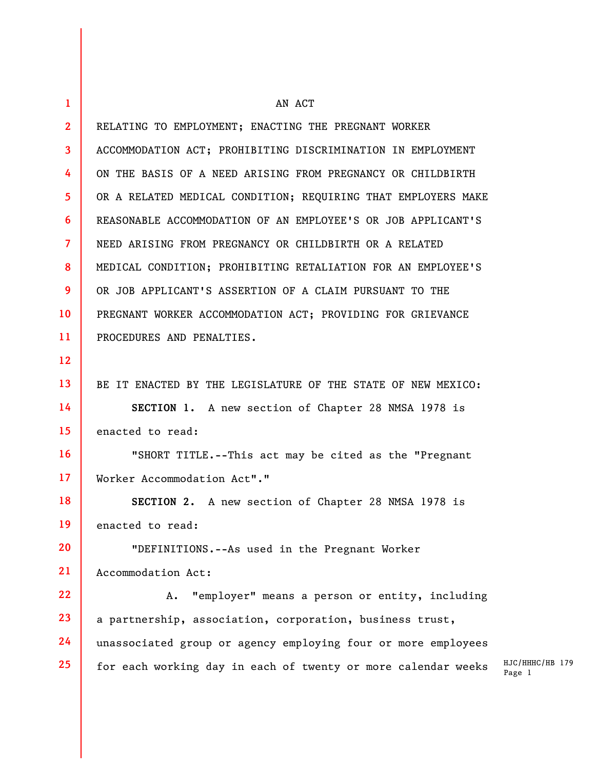AN ACT

RELATING TO EMPLOYMENT; ENACTING THE PREGNANT WORKER ACCOMMODATION ACT; PROHIBITING DISCRIMINATION IN EMPLOYMENT ON THE BASIS OF A NEED ARISING FROM PREGNANCY OR CHILDBIRTH OR A RELATED MEDICAL CONDITION; REQUIRING THAT EMPLOYERS MAKE REASONABLE ACCOMMODATION OF AN EMPLOYEE'S OR JOB APPLICANT'S NEED ARISING FROM PREGNANCY OR CHILDBIRTH OR A RELATED MEDICAL CONDITION; PROHIBITING RETALIATION FOR AN EMPLOYEE'S OR JOB APPLICANT'S ASSERTION OF A CLAIM PURSUANT TO THE PREGNANT WORKER ACCOMMODATION ACT; PROVIDING FOR GRIEVANCE PROCEDURES AND PENALTIES.

BE IT ENACTED BY THE LEGISLATURE OF THE STATE OF NEW MEXICO:

**SECTION 1.** A new section of Chapter 28 NMSA 1978 is enacted to read:

"SHORT TITLE.--This act may be cited as the "Pregnant Worker Accommodation Act"."

**SECTION 2.** A new section of Chapter 28 NMSA 1978 is enacted to read:

"DEFINITIONS.--As used in the Pregnant Worker Accommodation Act:

A. "employer" means a person or entity, including a partnership, association, corporation, business trust, unassociated group or agency employing four or more employees for each working day in each of twenty or more calendar weeks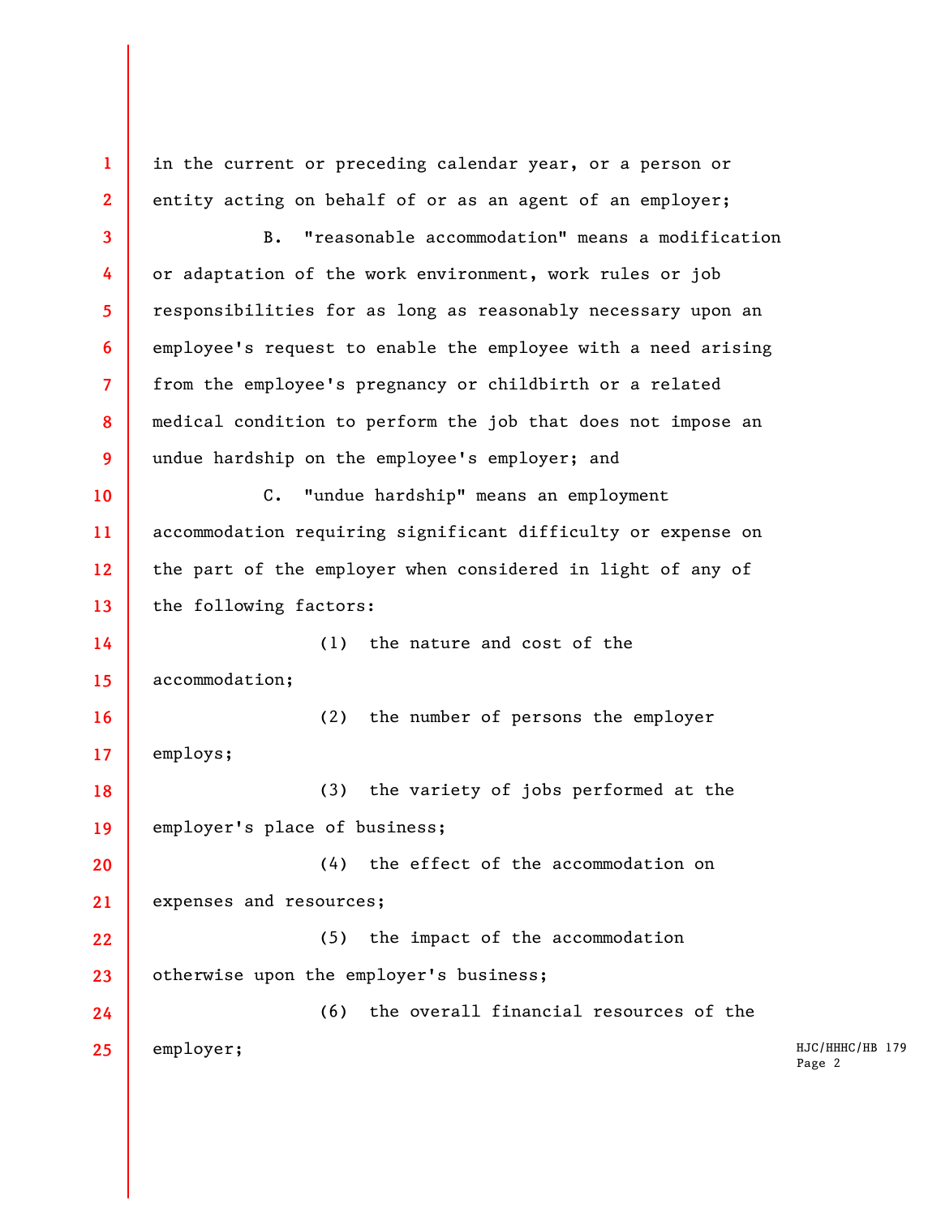in the current or preceding calendar year, or a person or entity acting on behalf of or as an agent of an employer;

B. "reasonable accommodation" means a modification or adaptation of the work environment, work rules or job responsibilities for as long as reasonably necessary upon an employee's request to enable the employee with a need arising from the employee's pregnancy or childbirth or a related medical condition to perform the job that does not impose an undue hardship on the employee's employer; and

C. "undue hardship" means an employment accommodation requiring significant difficulty or expense on the part of the employer when considered in light of any of the following factors:

(1) the nature and cost of the accommodation;

(2) the number of persons the employer employs;

(3) the variety of jobs performed at the employer's place of business;

(4) the effect of the accommodation on expenses and resources;

(5) the impact of the accommodation otherwise upon the employer's business;

(6) the overall financial resources of the employer;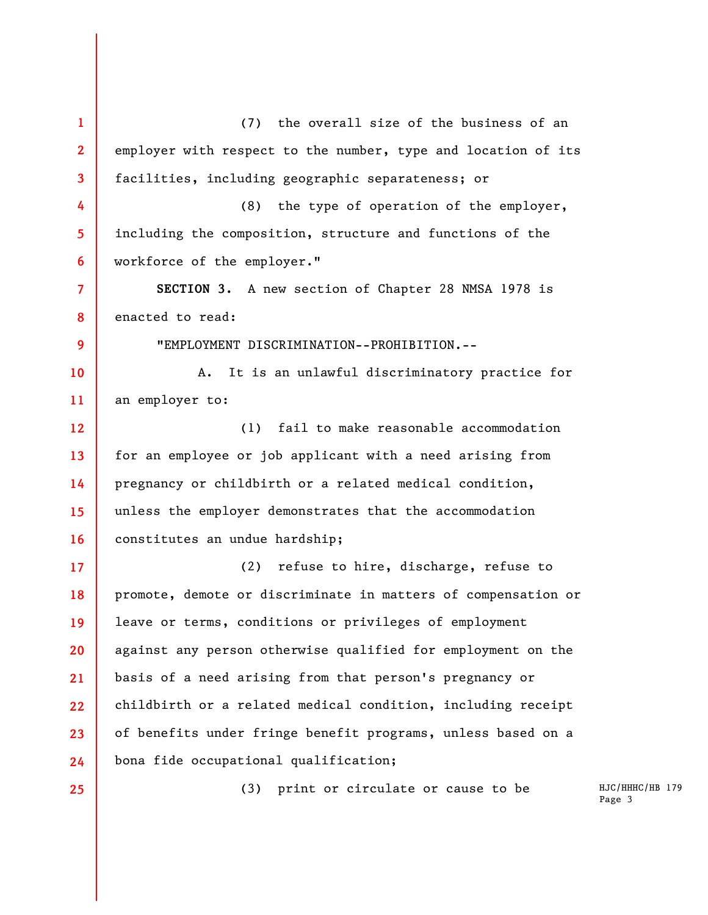(7) the overall size of the business of an employer with respect to the number, type and location of its facilities, including geographic separateness; or

(8) the type of operation of the employer, including the composition, structure and functions of the workforce of the employer."

**SECTION 3.** A new section of Chapter 28 NMSA 1978 is enacted to read:

"EMPLOYMENT DISCRIMINATION--PROHIBITION.--

A. It is an unlawful discriminatory practice for an employer to:

(1) fail to make reasonable accommodation for an employee or job applicant with a need arising from pregnancy or childbirth or a related medical condition, unless the employer demonstrates that the accommodation constitutes an undue hardship;

(2) refuse to hire, discharge, refuse to promote, demote or discriminate in matters of compensation or leave or terms, conditions or privileges of employment against any person otherwise qualified for employment on the basis of a need arising from that person's pregnancy or childbirth or a related medical condition, including receipt of benefits under fringe benefit programs, unless based on a bona fide occupational qualification;

(3) print or circulate or cause to be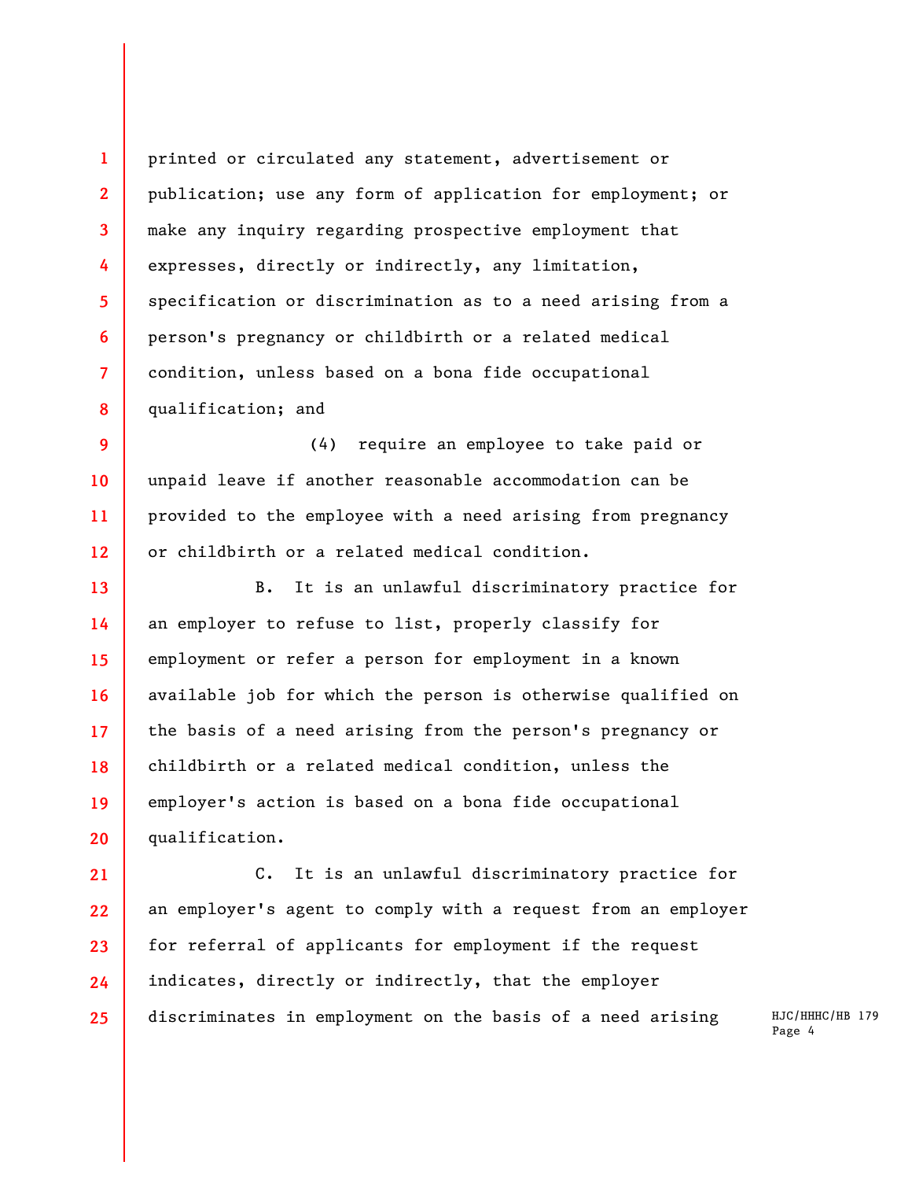printed or circulated any statement, advertisement or publication; use any form of application for employment; or make any inquiry regarding prospective employment that expresses, directly or indirectly, any limitation, specification or discrimination as to a need arising from a person's pregnancy or childbirth or a related medical condition, unless based on a bona fide occupational qualification; and

(4) require an employee to take paid or unpaid leave if another reasonable accommodation can be provided to the employee with a need arising from pregnancy or childbirth or a related medical condition.

B. It is an unlawful discriminatory practice for an employer to refuse to list, properly classify for employment or refer a person for employment in a known available job for which the person is otherwise qualified on the basis of a need arising from the person's pregnancy or childbirth or a related medical condition, unless the employer's action is based on a bona fide occupational qualification.

C. It is an unlawful discriminatory practice for an employer's agent to comply with a request from an employer for referral of applicants for employment if the request indicates, directly or indirectly, that the employer discriminates in employment on the basis of a need arising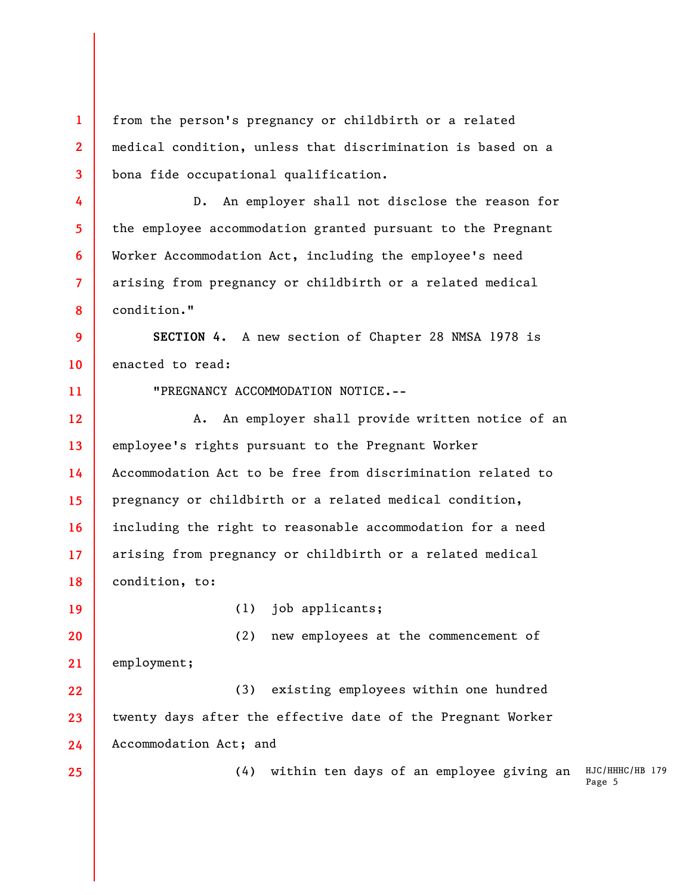from the person's pregnancy or childbirth or a related medical condition, unless that discrimination is based on a bona fide occupational qualification.

D. An employer shall not disclose the reason for the employee accommodation granted pursuant to the Pregnant Worker Accommodation Act, including the employee's need arising from pregnancy or childbirth or a related medical condition."

**SECTION 4.** A new section of Chapter 28 NMSA 1978 is enacted to read:

"PREGNANCY ACCOMMODATION NOTICE.--

A. An employer shall provide written notice of an employee's rights pursuant to the Pregnant Worker Accommodation Act to be free from discrimination related to pregnancy or childbirth or a related medical condition, including the right to reasonable accommodation for a need arising from pregnancy or childbirth or a related medical condition, to:

(1) job applicants;

(2) new employees at the commencement of employment;

(3) existing employees within one hundred twenty days after the effective date of the Pregnant Worker Accommodation Act; and

(4) within ten days of an employee giving an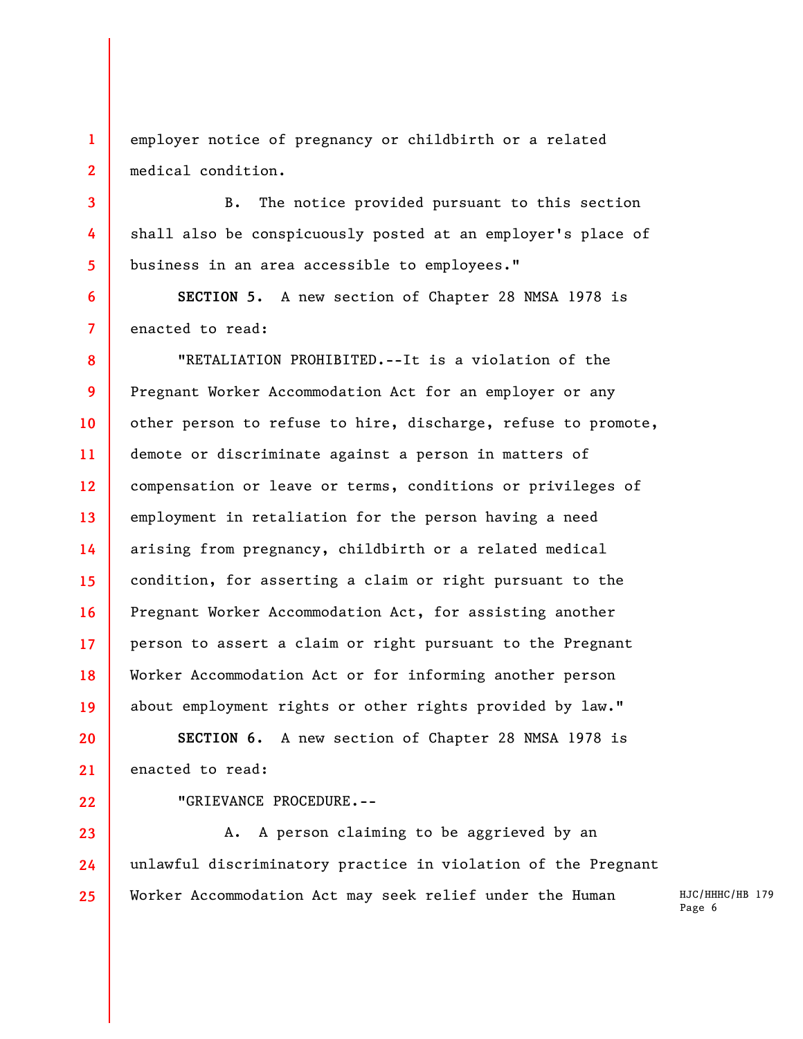employer notice of pregnancy or childbirth or a related medical condition.

B. The notice provided pursuant to this section shall also be conspicuously posted at an employer's place of business in an area accessible to employees."

**SECTION 5.** A new section of Chapter 28 NMSA 1978 is enacted to read:

"RETALIATION PROHIBITED.--It is a violation of the Pregnant Worker Accommodation Act for an employer or any other person to refuse to hire, discharge, refuse to promote, demote or discriminate against a person in matters of compensation or leave or terms, conditions or privileges of employment in retaliation for the person having a need arising from pregnancy, childbirth or a related medical condition, for asserting a claim or right pursuant to the Pregnant Worker Accommodation Act, for assisting another person to assert a claim or right pursuant to the Pregnant Worker Accommodation Act or for informing another person about employment rights or other rights provided by law."

**SECTION 6.** A new section of Chapter 28 NMSA 1978 is enacted to read:

"GRIEVANCE PROCEDURE.--

A. A person claiming to be aggrieved by an unlawful discriminatory practice in violation of the Pregnant Worker Accommodation Act may seek relief under the Human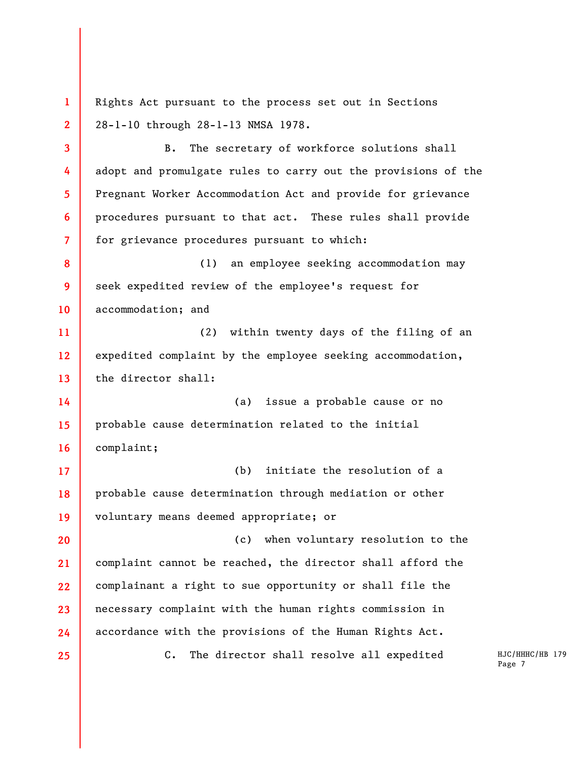Rights Act pursuant to the process set out in Sections 28-1-10 through 28-1-13 NMSA 1978.

B. The secretary of workforce solutions shall adopt and promulgate rules to carry out the provisions of the Pregnant Worker Accommodation Act and provide for grievance procedures pursuant to that act. These rules shall provide for grievance procedures pursuant to which:

(1) an employee seeking accommodation may seek expedited review of the employee's request for accommodation; and

(2) within twenty days of the filing of an expedited complaint by the employee seeking accommodation, the director shall:

(a) issue a probable cause or no probable cause determination related to the initial complaint;

(b) initiate the resolution of a probable cause determination through mediation or other voluntary means deemed appropriate; or

(c) when voluntary resolution to the complaint cannot be reached, the director shall afford the complainant a right to sue opportunity or shall file the necessary complaint with the human rights commission in accordance with the provisions of the Human Rights Act.

C. The director shall resolve all expedited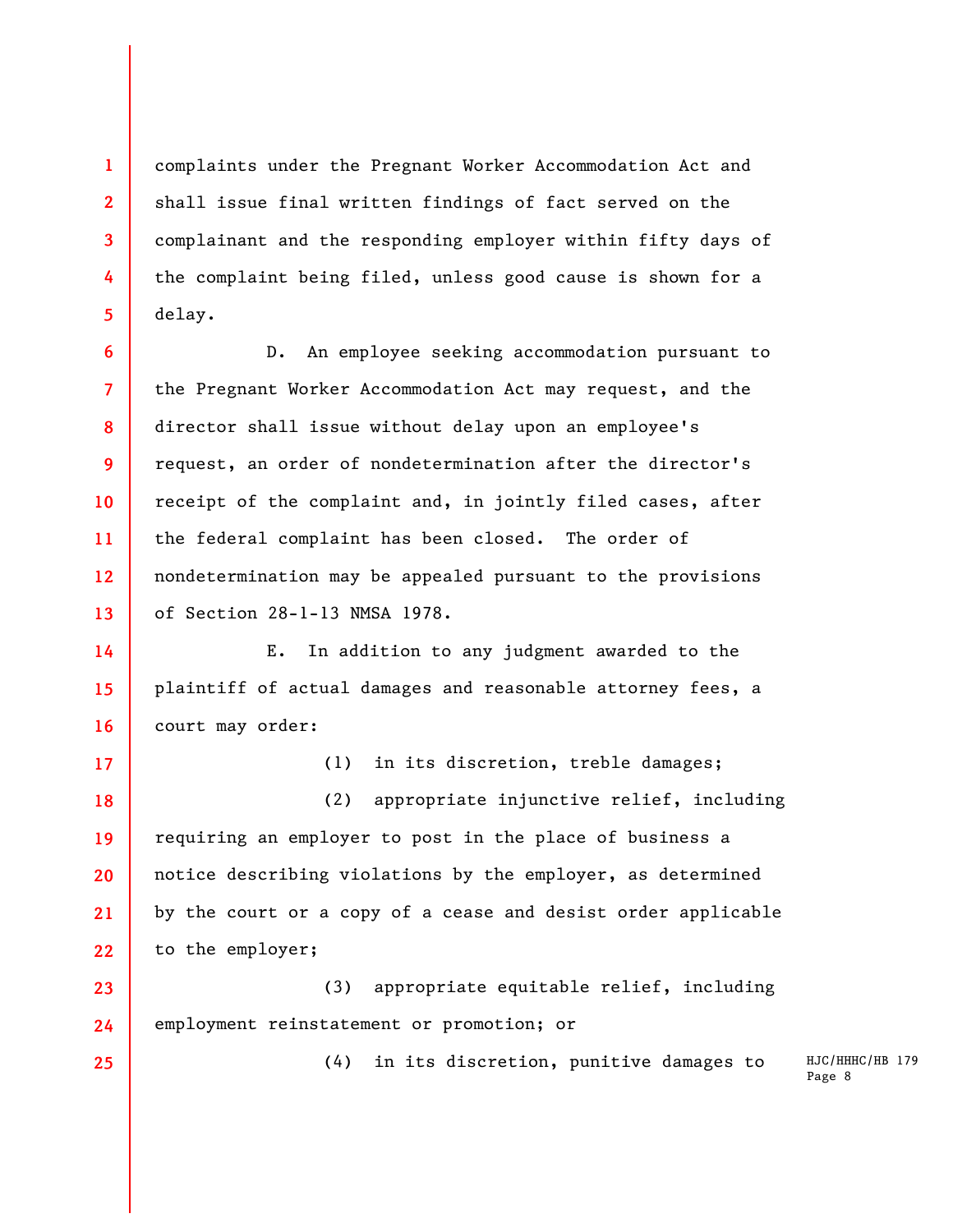complaints under the Pregnant Worker Accommodation Act and shall issue final written findings of fact served on the complainant and the responding employer within fifty days of the complaint being filed, unless good cause is shown for a delay.

D. An employee seeking accommodation pursuant to the Pregnant Worker Accommodation Act may request, and the director shall issue without delay upon an employee's request, an order of nondetermination after the director's receipt of the complaint and, in jointly filed cases, after the federal complaint has been closed. The order of nondetermination may be appealed pursuant to the provisions of Section 28-1-13 NMSA 1978.

E. In addition to any judgment awarded to the plaintiff of actual damages and reasonable attorney fees, a court may order:

(1) in its discretion, treble damages;

(2) appropriate injunctive relief, including requiring an employer to post in the place of business a notice describing violations by the employer, as determined by the court or a copy of a cease and desist order applicable to the employer;

(3) appropriate equitable relief, including employment reinstatement or promotion; or

(4) in its discretion, punitive damages to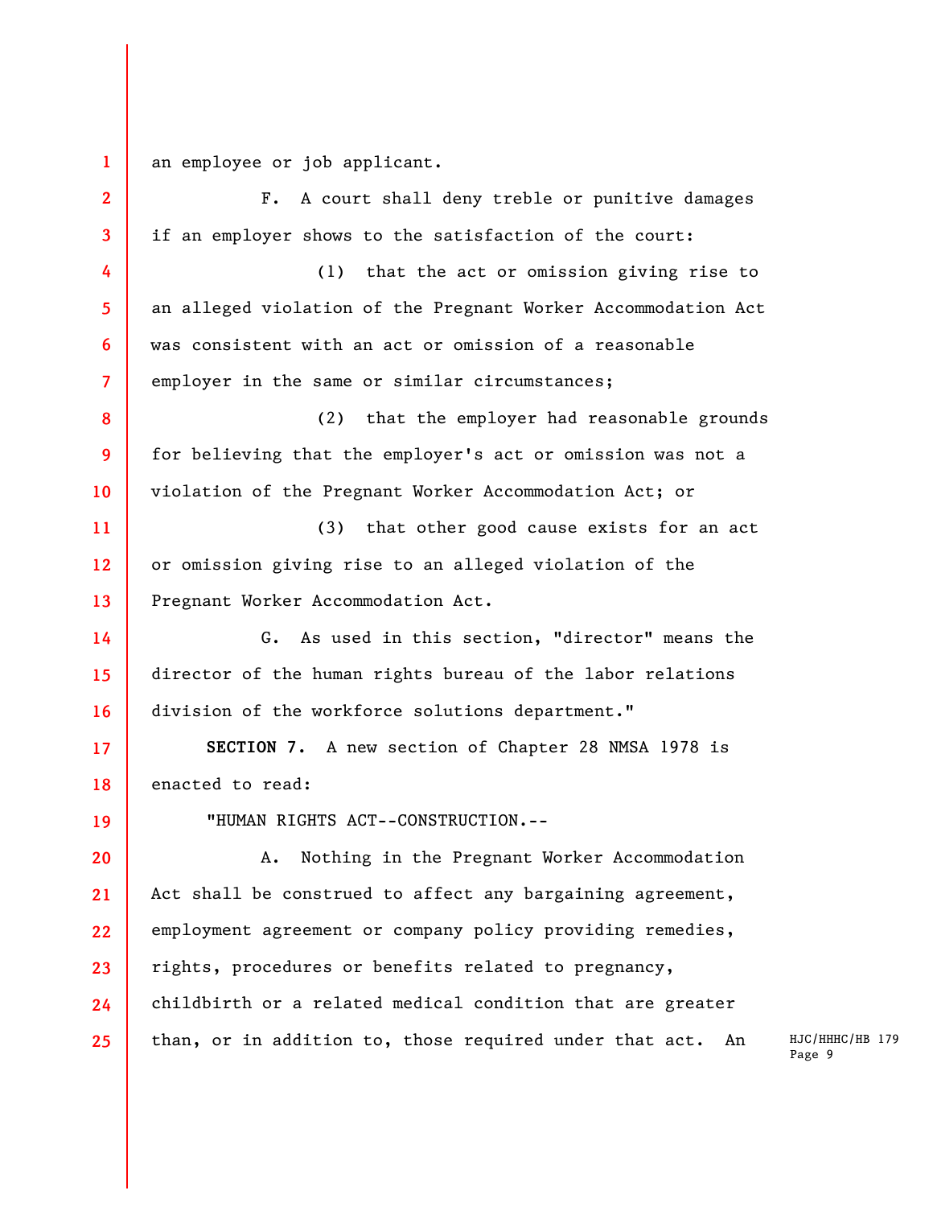an employee or job applicant.

F. A court shall deny treble or punitive damages if an employer shows to the satisfaction of the court:

(1) that the act or omission giving rise to an alleged violation of the Pregnant Worker Accommodation Act was consistent with an act or omission of a reasonable employer in the same or similar circumstances;

(2) that the employer had reasonable grounds for believing that the employer's act or omission was not a violation of the Pregnant Worker Accommodation Act; or

(3) that other good cause exists for an act or omission giving rise to an alleged violation of the Pregnant Worker Accommodation Act.

G. As used in this section, "director" means the director of the human rights bureau of the labor relations division of the workforce solutions department."

**SECTION 7.** A new section of Chapter 28 NMSA 1978 is enacted to read:

"HUMAN RIGHTS ACT--CONSTRUCTION.--

A. Nothing in the Pregnant Worker Accommodation Act shall be construed to affect any bargaining agreement, employment agreement or company policy providing remedies, rights, procedures or benefits related to pregnancy, childbirth or a related medical condition that are greater than, or in addition to, those required under that act. An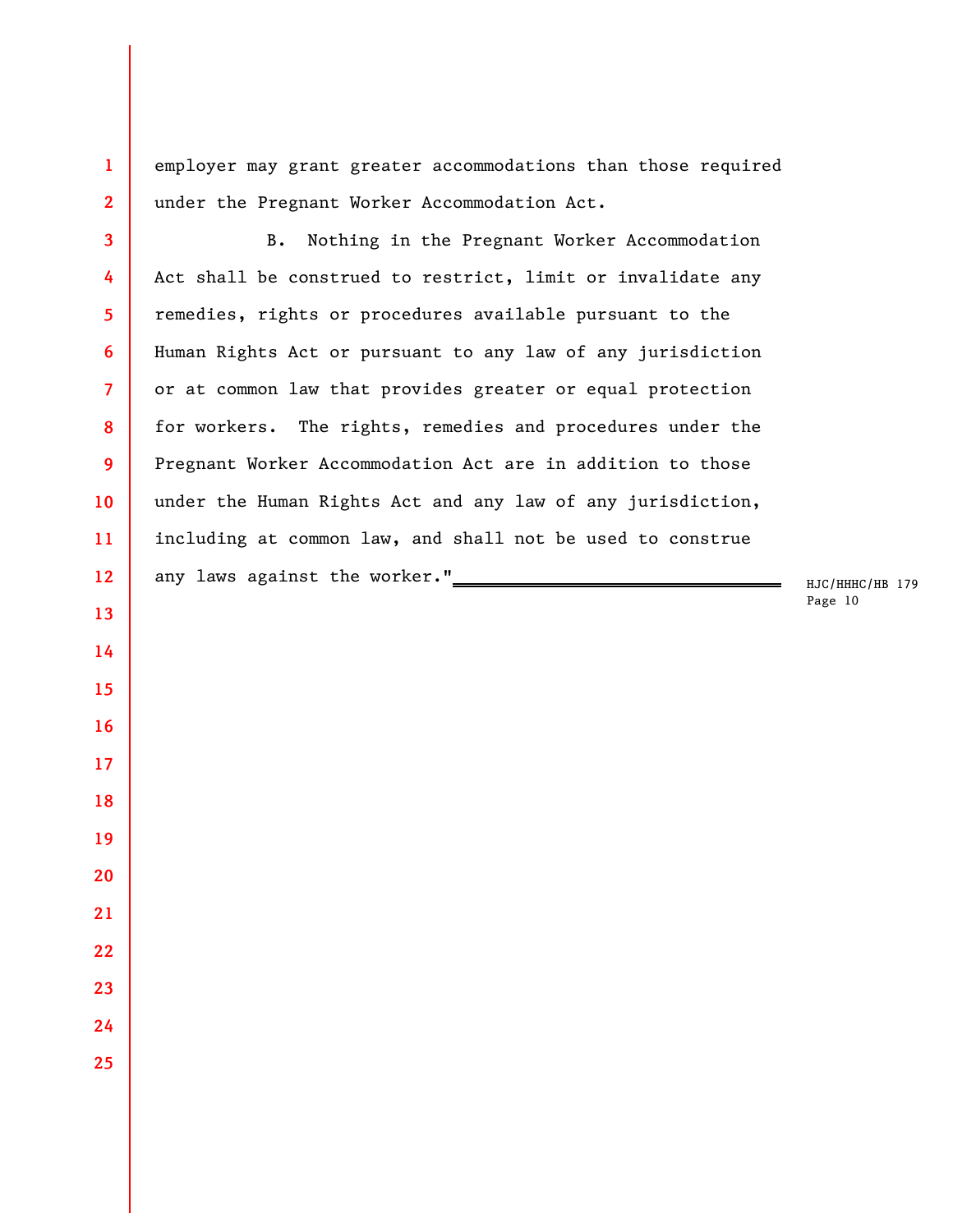employer may grant greater accommodations than those required under the Pregnant Worker Accommodation Act.

B. Nothing in the Pregnant Worker Accommodation Act shall be construed to restrict, limit or invalidate any remedies, rights or procedures available pursuant to the Human Rights Act or pursuant to any law of any jurisdiction or at common law that provides greater or equal protection for workers. The rights, remedies and procedures under the Pregnant Worker Accommodation Act are in addition to those under the Human Rights Act and any law of any jurisdiction, including at common law, and shall not be used to construe any laws against the worker."